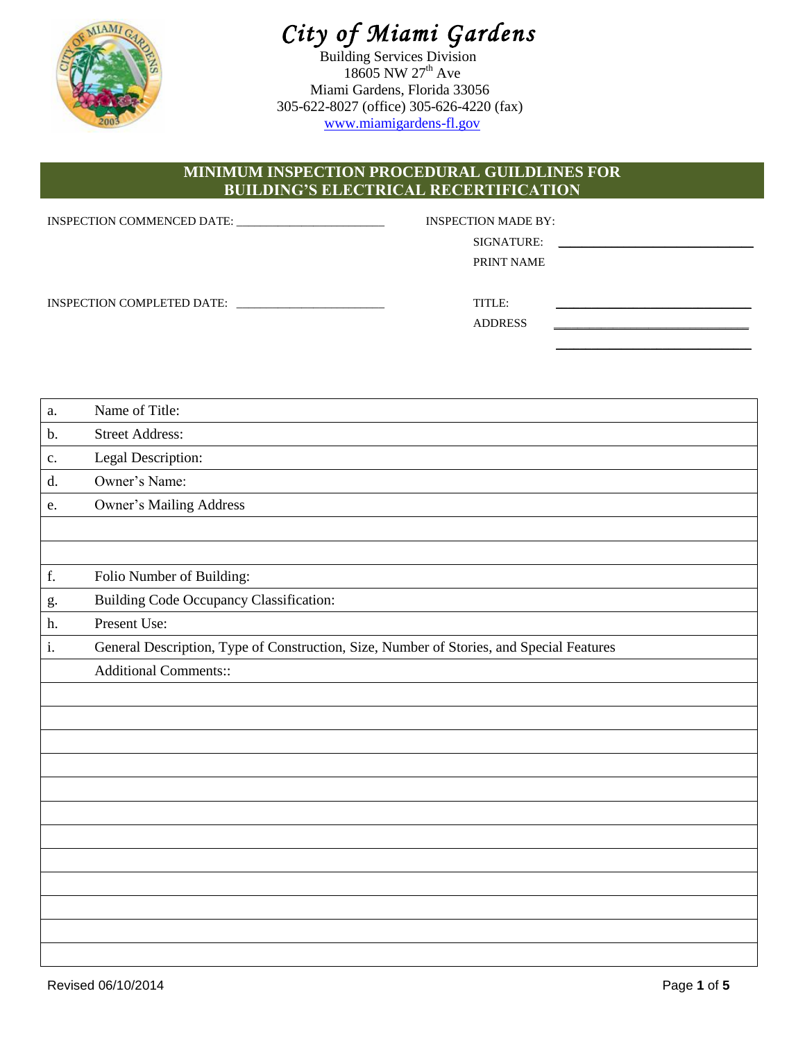# *City of Miami Gardens*

Building Services Division
18605 NW 27th Ave
Miami Gardens, Florida 33056
305-622-8027 (office) 305-626-4220 (fax)
www.miamigardens-fl.gov

## MINIMUM INSPECTION PROCEDURAL GUILDLINES FOR BUILDING'S ELECTRICAL RECERTIFICATION

INSPECTION COMMENCED DATE: ________________________

INSPECTION COMPLETED DATE: ________________________

INSPECTION MADE BY:

SIGNATURE: ______________________________

PRINT NAME

TITLE: ______________________________

ADDRESS ______________________________

______________________________

| | |
|---|---|
| a. | Name of Title: |
| b. | Street Address: |
| c. | Legal Description: |
| d. | Owner's Name: |
| e. | Owner's Mailing Address |
| | |
| | |
| f. | Folio Number of Building: |
| g. | Building Code Occupancy Classification: |
| h. | Present Use: |
| i. | General Description, Type of Construction, Size, Number of Stories, and Special Features |
| | Additional Comments:: |
| | |
| | |
| | |
| | |
| | |
| | |
| | |
| | |
| | |
| | |
| | |
| | |

Revised 06/10/2014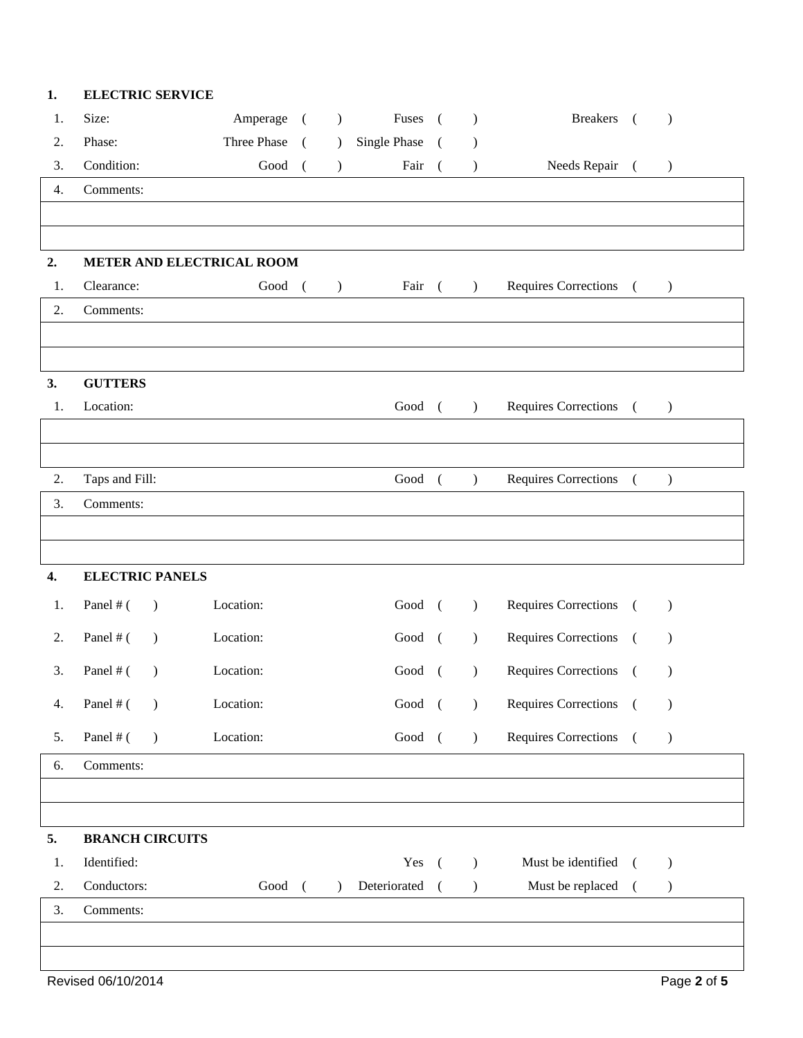## 1. ELECTRIC SERVICE

| | | | | |
|---|---|---|---|---|
| 1. | Size: | Amperage ( ) | Fuses ( ) | Breakers ( ) |
| 2. | Phase: | Three Phase ( ) | Single Phase ( ) | |
| 3. | Condition: | Good ( ) | Fair ( ) | Needs Repair ( ) |

| 4. | Comments: |
|---|---|
| | |
| | |

## 2. METER AND ELECTRICAL ROOM

| | | | | |
|---|---|---|---|---|
| 1. | Clearance: | Good ( ) | Fair ( ) | Requires Corrections ( ) |

| 2. | Comments: |
|---|---|
| | |
| | |

## 3. GUTTERS

| | | | |
|---|---|---|---|
| 1. | Location: | Good ( ) | Requires Corrections ( ) |

| | |
|---|---|
| | |
| | |

| | | | |
|---|---|---|---|
| 2. | Taps and Fill: | Good ( ) | Requires Corrections ( ) |

| 3. | Comments: |
|---|---|
| | |
| | |

## 4. ELECTRIC PANELS

| | | | | |
|---|---|---|---|---|
| 1. | Panel # ( ) | Location: | Good ( ) | Requires Corrections ( ) |
| 2. | Panel # ( ) | Location: | Good ( ) | Requires Corrections ( ) |
| 3. | Panel # ( ) | Location: | Good ( ) | Requires Corrections ( ) |
| 4. | Panel # ( ) | Location: | Good ( ) | Requires Corrections ( ) |
| 5. | Panel # ( ) | Location: | Good ( ) | Requires Corrections ( ) |

| 6. | Comments: |
|---|---|
| | |
| | |

## 5. BRANCH CIRCUITS

| | | | | |
|---|---|---|---|---|
| 1. | Identified: | | Yes ( ) | Must be identified ( ) |
| 2. | Conductors: | Good ( ) | Deteriorated ( ) | Must be replaced ( ) |

| 3. | Comments: |
|---|---|
| | |
| | |

Revised 06/10/2014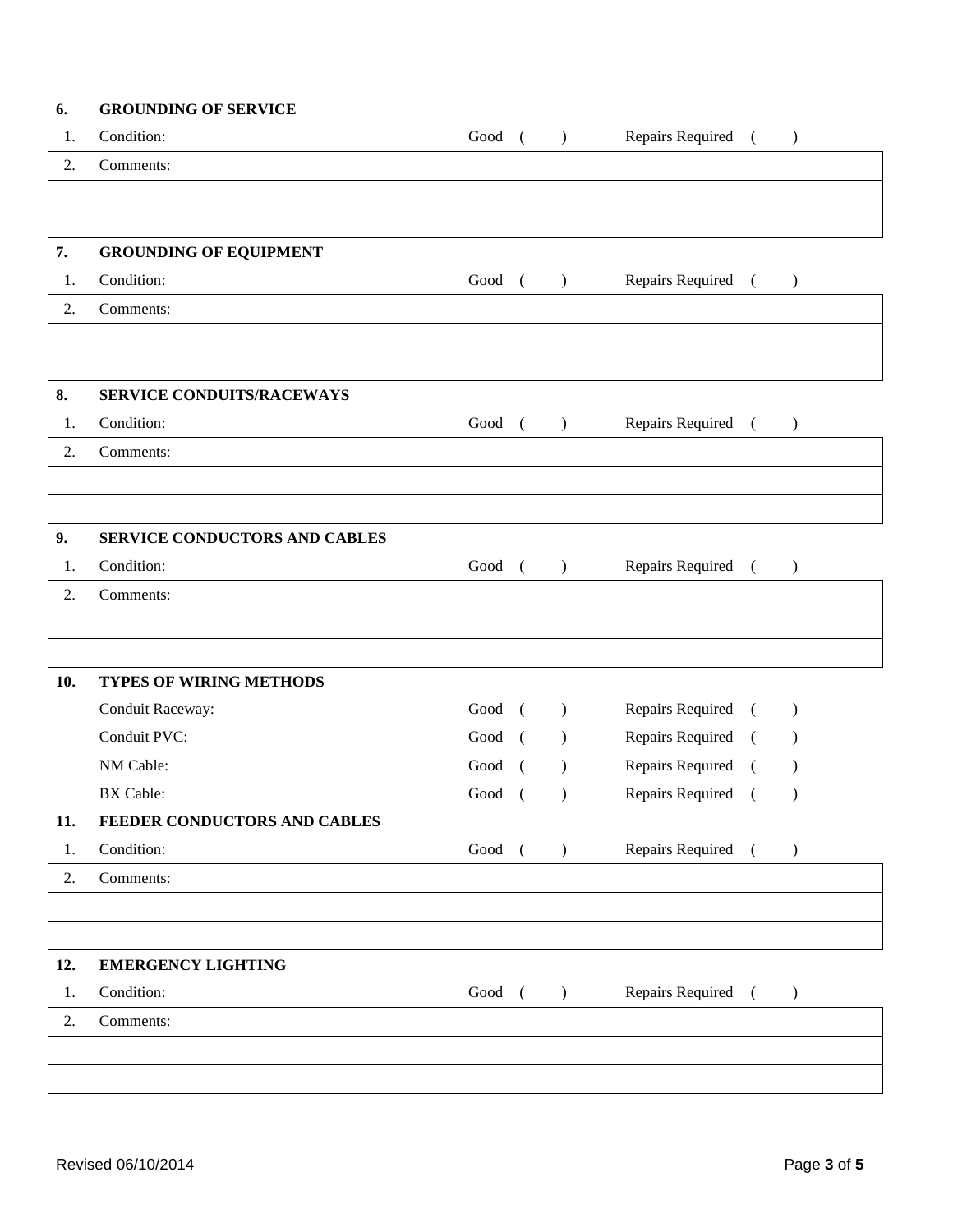**6. GROUNDING OF SERVICE**

| | | | |
|---|---|---|---|
| 1. | Condition: | Good ( ) | Repairs Required ( ) |
| 2. | Comments: | | |
| | | | |
| | | | |

**7. GROUNDING OF EQUIPMENT**

| | | | |
|---|---|---|---|
| 1. | Condition: | Good ( ) | Repairs Required ( ) |
| 2. | Comments: | | |
| | | | |
| | | | |

**8. SERVICE CONDUITS/RACEWAYS**

| | | | |
|---|---|---|---|
| 1. | Condition: | Good ( ) | Repairs Required ( ) |
| 2. | Comments: | | |
| | | | |
| | | | |

**9. SERVICE CONDUCTORS AND CABLES**

| | | | |
|---|---|---|---|
| 1. | Condition: | Good ( ) | Repairs Required ( ) |
| 2. | Comments: | | |
| | | | |
| | | | |

**10. TYPES OF WIRING METHODS**

| | | |
|---|---|---|
| Conduit Raceway: | Good ( ) | Repairs Required ( ) |
| Conduit PVC: | Good ( ) | Repairs Required ( ) |
| NM Cable: | Good ( ) | Repairs Required ( ) |
| BX Cable: | Good ( ) | Repairs Required ( ) |

**11. FEEDER CONDUCTORS AND CABLES**

| | | | |
|---|---|---|---|
| 1. | Condition: | Good ( ) | Repairs Required ( ) |
| 2. | Comments: | | |
| | | | |
| | | | |

**12. EMERGENCY LIGHTING**

| | | | |
|---|---|---|---|
| 1. | Condition: | Good ( ) | Repairs Required ( ) |
| 2. | Comments: | | |
| | | | |
| | | | |

Revised 06/10/2014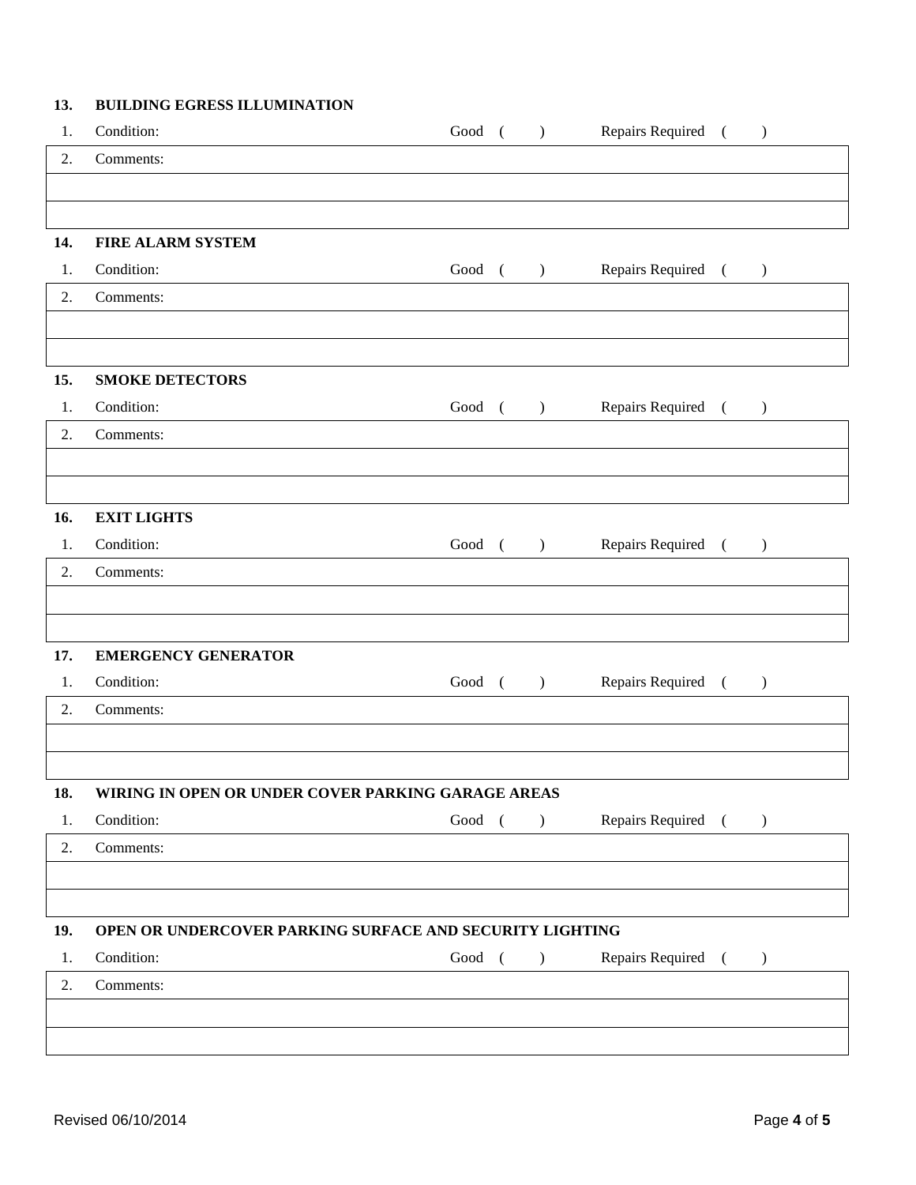## 13. BUILDING EGRESS ILLUMINATION

1. Condition: Good ( ) Repairs Required ( )

| 2. | Comments: |
|---|---|
| | |
| | |

## 14. FIRE ALARM SYSTEM

1. Condition: Good ( ) Repairs Required ( )

| 2. | Comments: |
|---|---|
| | |
| | |

## 15. SMOKE DETECTORS

1. Condition: Good ( ) Repairs Required ( )

| 2. | Comments: |
|---|---|
| | |
| | |

## 16. EXIT LIGHTS

1. Condition: Good ( ) Repairs Required ( )

| 2. | Comments: |
|---|---|
| | |
| | |

## 17. EMERGENCY GENERATOR

1. Condition: Good ( ) Repairs Required ( )

| 2. | Comments: |
|---|---|
| | |
| | |

## 18. WIRING IN OPEN OR UNDER COVER PARKING GARAGE AREAS

1. Condition: Good ( ) Repairs Required ( )

| 2. | Comments: |
|---|---|
| | |
| | |

## 19. OPEN OR UNDERCOVER PARKING SURFACE AND SECURITY LIGHTING

1. Condition: Good ( ) Repairs Required ( )

| 2. | Comments: |
|---|---|
| | |
| | |

Revised 06/10/2014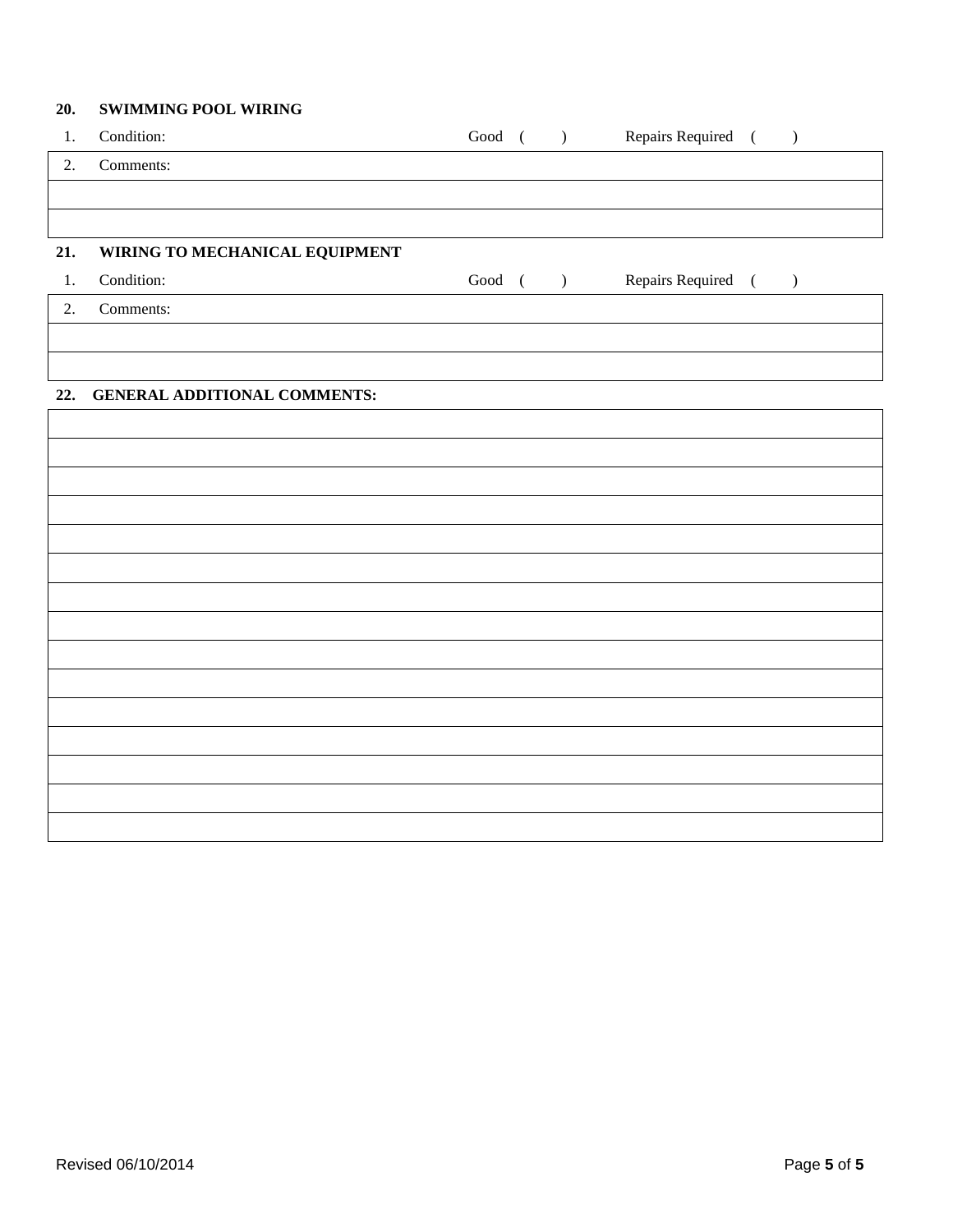**20. SWIMMING POOL WIRING**

1. Condition: Good ( ) Repairs Required ( )

| | |
|---|---|
| 2. | Comments: |
| | |
| | |

**21. WIRING TO MECHANICAL EQUIPMENT**

1. Condition: Good ( ) Repairs Required ( )

| | |
|---|---|
| 2. | Comments: |
| | |
| | |

**22. GENERAL ADDITIONAL COMMENTS:**

| |
|---|
| |
| |
| |
| |
| |
| |
| |
| |
| |
| |
| |
| |
| |
| |
| |

Revised 06/10/2014